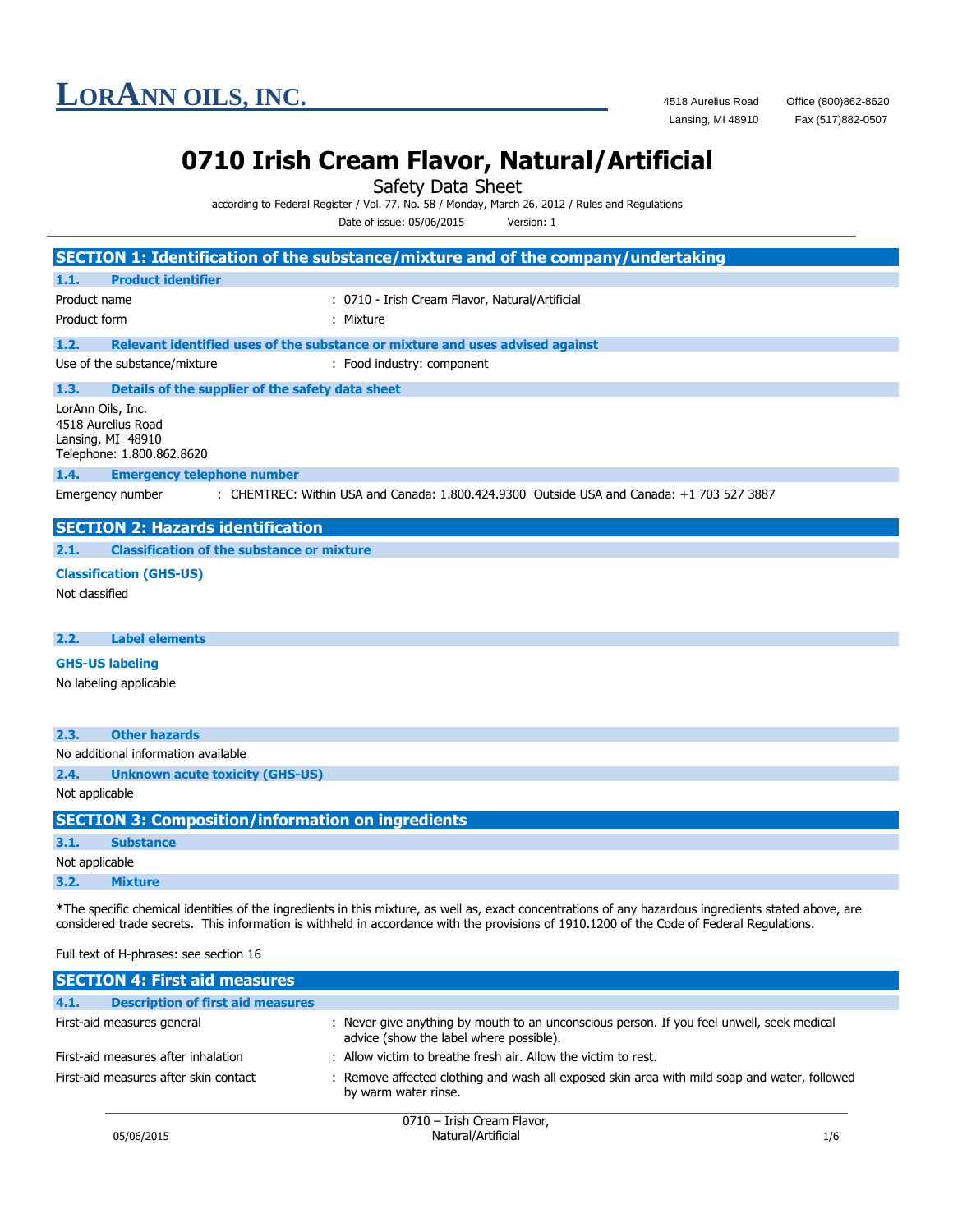**LORANN OILS, INC.**

4518 Aurelius Road
Lansing, MI 48910

Office (800)862-8620
Fax (517)882-0507

# 0710 Irish Cream Flavor, Natural/Artificial

Safety Data Sheet

according to Federal Register / Vol. 77, No. 58 / Monday, March 26, 2012 / Rules and Regulations

Date of issue: 05/06/2015 Version: 1

## SECTION 1: Identification of the substance/mixture and of the company/undertaking

### 1.1. Product identifier

Product name : 0710 - Irish Cream Flavor, Natural/Artificial

Product form : Mixture

### 1.2. Relevant identified uses of the substance or mixture and uses advised against

Use of the substance/mixture : Food industry: component

### 1.3. Details of the supplier of the safety data sheet

LorAnn Oils, Inc.
4518 Aurelius Road
Lansing, MI 48910
Telephone: 1.800.862.8620

### 1.4. Emergency telephone number

Emergency number : CHEMTREC: Within USA and Canada: 1.800.424.9300 Outside USA and Canada: +1 703 527 3887

## SECTION 2: Hazards identification

### 2.1. Classification of the substance or mixture

**Classification (GHS-US)**

Not classified

### 2.2. Label elements

**GHS-US labeling**

No labeling applicable

### 2.3. Other hazards

No additional information available

### 2.4. Unknown acute toxicity (GHS-US)

Not applicable

## SECTION 3: Composition/information on ingredients

### 3.1. Substance

Not applicable

### 3.2. Mixture

**\***The specific chemical identities of the ingredients in this mixture, as well as, exact concentrations of any hazardous ingredients stated above, are considered trade secrets. This information is withheld in accordance with the provisions of 1910.1200 of the Code of Federal Regulations.

Full text of H-phrases: see section 16

## SECTION 4: First aid measures

### 4.1. Description of first aid measures

First-aid measures general : Never give anything by mouth to an unconscious person. If you feel unwell, seek medical advice (show the label where possible).

First-aid measures after inhalation : Allow victim to breathe fresh air. Allow the victim to rest.

First-aid measures after skin contact : Remove affected clothing and wash all exposed skin area with mild soap and water, followed by warm water rinse.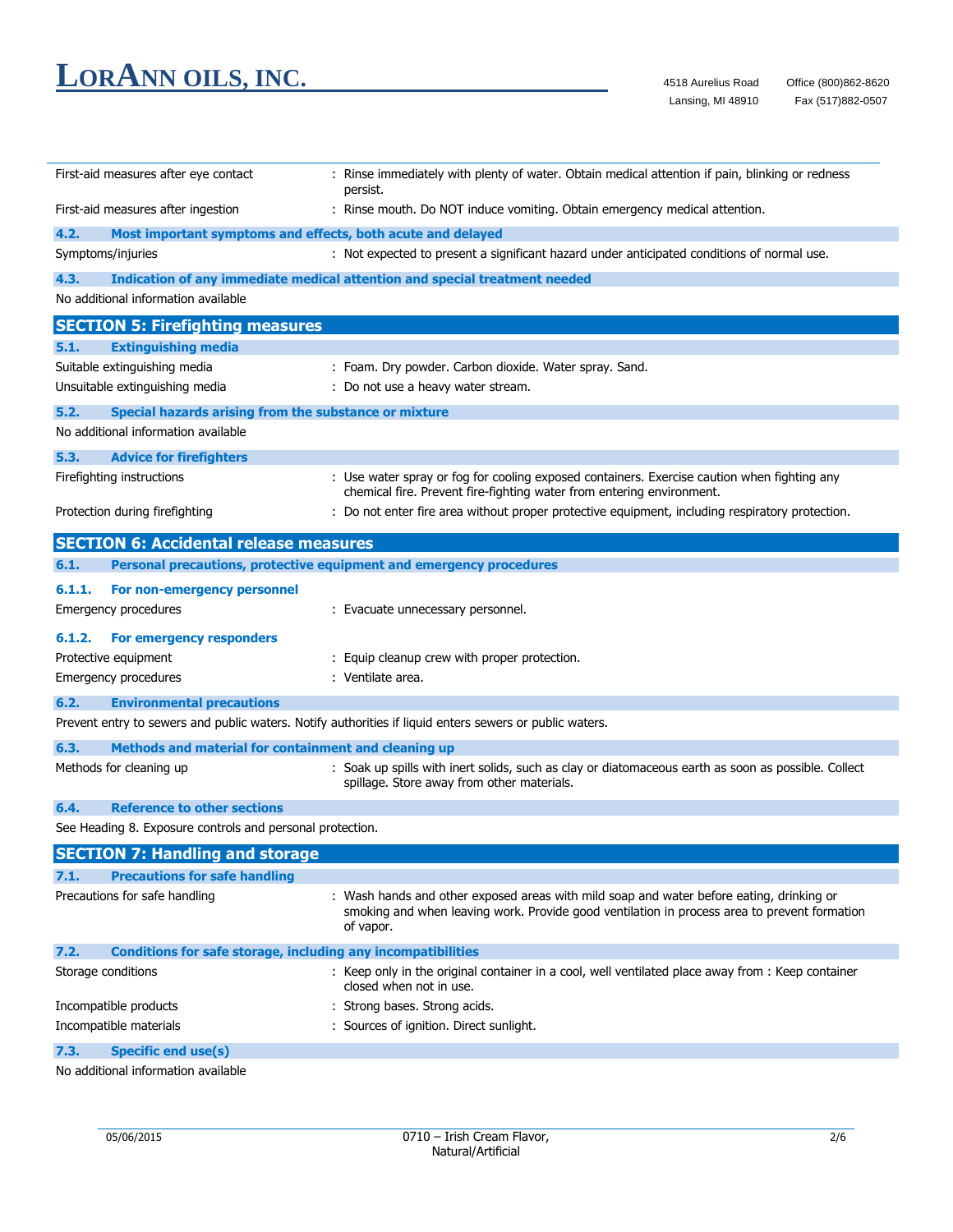First-aid measures after eye contact : Rinse immediately with plenty of water. Obtain medical attention if pain, blinking or redness persist.

First-aid measures after ingestion : Rinse mouth. Do NOT induce vomiting. Obtain emergency medical attention.

### 4.2. Most important symptoms and effects, both acute and delayed

Symptoms/injuries : Not expected to present a significant hazard under anticipated conditions of normal use.

### 4.3. Indication of any immediate medical attention and special treatment needed

No additional information available

## SECTION 5: Firefighting measures

### 5.1. Extinguishing media

Suitable extinguishing media : Foam. Dry powder. Carbon dioxide. Water spray. Sand.

Unsuitable extinguishing media : Do not use a heavy water stream.

### 5.2. Special hazards arising from the substance or mixture

No additional information available

### 5.3. Advice for firefighters

Firefighting instructions : Use water spray or fog for cooling exposed containers. Exercise caution when fighting any chemical fire. Prevent fire-fighting water from entering environment.

Protection during firefighting : Do not enter fire area without proper protective equipment, including respiratory protection.

## SECTION 6: Accidental release measures

### 6.1. Personal precautions, protective equipment and emergency procedures

#### 6.1.1. For non-emergency personnel

Emergency procedures : Evacuate unnecessary personnel.

#### 6.1.2. For emergency responders

Protective equipment : Equip cleanup crew with proper protection.

Emergency procedures : Ventilate area.

### 6.2. Environmental precautions

Prevent entry to sewers and public waters. Notify authorities if liquid enters sewers or public waters.

### 6.3. Methods and material for containment and cleaning up

Methods for cleaning up : Soak up spills with inert solids, such as clay or diatomaceous earth as soon as possible. Collect spillage. Store away from other materials.

### 6.4. Reference to other sections

See Heading 8. Exposure controls and personal protection.

## SECTION 7: Handling and storage

### 7.1. Precautions for safe handling

Precautions for safe handling : Wash hands and other exposed areas with mild soap and water before eating, drinking or smoking and when leaving work. Provide good ventilation in process area to prevent formation of vapor.

### 7.2. Conditions for safe storage, including any incompatibilities

Storage conditions : Keep only in the original container in a cool, well ventilated place away from : Keep container closed when not in use.

Incompatible products : Strong bases. Strong acids.

Incompatible materials : Sources of ignition. Direct sunlight.

### 7.3. Specific end use(s)

No additional information available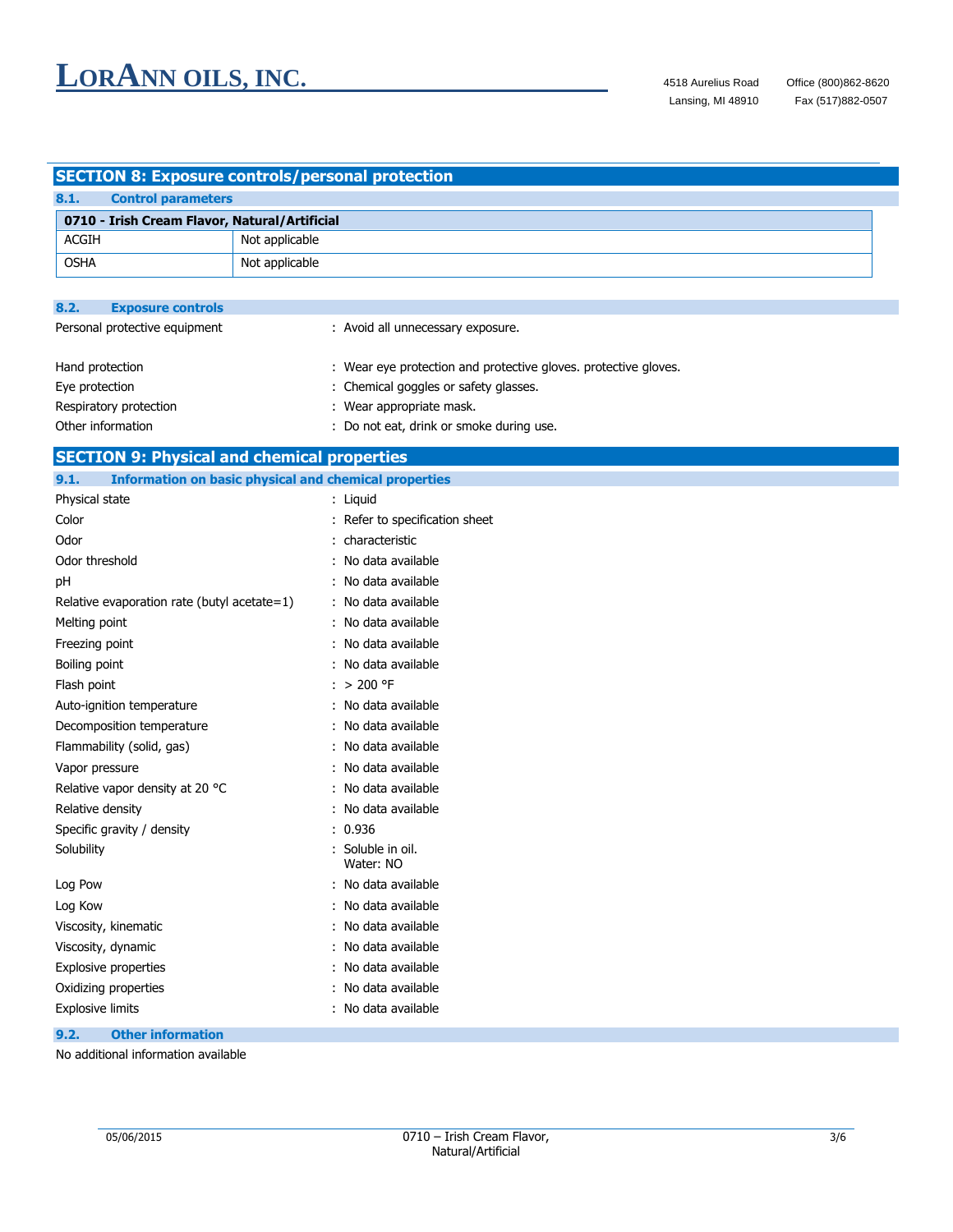## SECTION 8: Exposure controls/personal protection

### 8.1. Control parameters

| 0710 - Irish Cream Flavor, Natural/Artificial | |
|---|---|
| ACGIH | Not applicable |
| OSHA | Not applicable |

### 8.2. Exposure controls

Personal protective equipment : Avoid all unnecessary exposure.

Hand protection : Wear eye protection and protective gloves. protective gloves.

Eye protection : Chemical goggles or safety glasses.

Respiratory protection : Wear appropriate mask.

Other information : Do not eat, drink or smoke during use.

## SECTION 9: Physical and chemical properties

### 9.1. Information on basic physical and chemical properties

| | |
|---|---|
| Physical state | : Liquid |
| Color | : Refer to specification sheet |
| Odor | : characteristic |
| Odor threshold | : No data available |
| pH | : No data available |
| Relative evaporation rate (butyl acetate=1) | : No data available |
| Melting point | : No data available |
| Freezing point | : No data available |
| Boiling point | : No data available |
| Flash point | : > 200 °F |
| Auto-ignition temperature | : No data available |
| Decomposition temperature | : No data available |
| Flammability (solid, gas) | : No data available |
| Vapor pressure | : No data available |
| Relative vapor density at 20 °C | : No data available |
| Relative density | : No data available |
| Specific gravity / density | : 0.936 |
| Solubility | : Soluble in oil. Water: NO |
| Log Pow | : No data available |
| Log Kow | : No data available |
| Viscosity, kinematic | : No data available |
| Viscosity, dynamic | : No data available |
| Explosive properties | : No data available |
| Oxidizing properties | : No data available |
| Explosive limits | : No data available |

### 9.2. Other information

No additional information available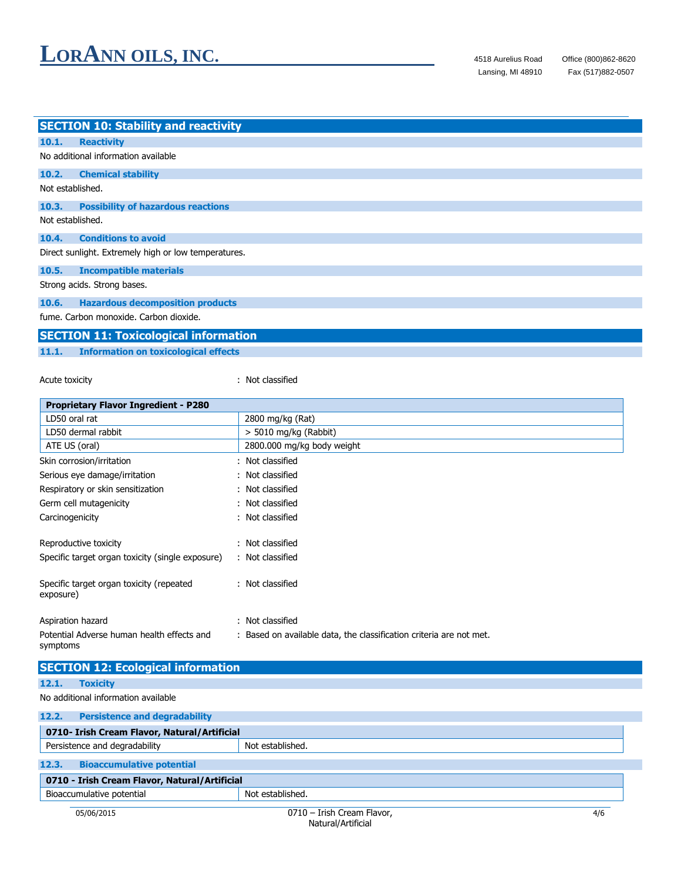## SECTION 10: Stability and reactivity

### 10.1. Reactivity

No additional information available

### 10.2. Chemical stability

Not established.

### 10.3. Possibility of hazardous reactions

Not established.

### 10.4. Conditions to avoid

Direct sunlight. Extremely high or low temperatures.

### 10.5. Incompatible materials

Strong acids. Strong bases.

### 10.6. Hazardous decomposition products

fume. Carbon monoxide. Carbon dioxide.

## SECTION 11: Toxicological information

### 11.1. Information on toxicological effects

Acute toxicity : Not classified

| Proprietary Flavor Ingredient - P280 | |
|---|---|
| LD50 oral rat | 2800 mg/kg (Rat) |
| LD50 dermal rabbit | > 5010 mg/kg (Rabbit) |
| ATE US (oral) | 2800.000 mg/kg body weight |

Skin corrosion/irritation : Not classified

Serious eye damage/irritation : Not classified

Respiratory or skin sensitization : Not classified

Germ cell mutagenicity : Not classified

Carcinogenicity : Not classified

Reproductive toxicity : Not classified

Specific target organ toxicity (single exposure) : Not classified

Specific target organ toxicity (repeated exposure) : Not classified

Aspiration hazard : Not classified

Potential Adverse human health effects and symptoms : Based on available data, the classification criteria are not met.

## SECTION 12: Ecological information

### 12.1. Toxicity

No additional information available

### 12.2. Persistence and degradability

| 0710- Irish Cream Flavor, Natural/Artificial | |
|---|---|
| Persistence and degradability | Not established. |

### 12.3. Bioaccumulative potential

| 0710 - Irish Cream Flavor, Natural/Artificial | |
|---|---|
| Bioaccumulative potential | Not established. |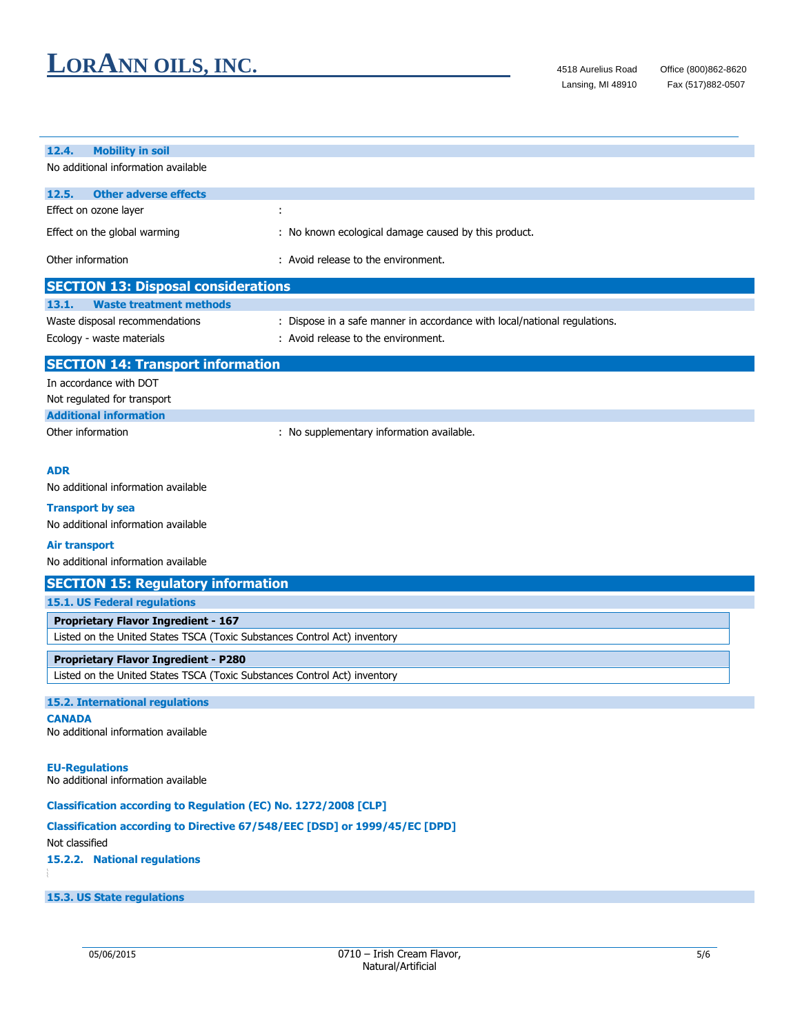### 12.4. Mobility in soil

No additional information available

### 12.5. Other adverse effects

| | |
|---|---|
| Effect on ozone layer | : |
| Effect on the global warming | : No known ecological damage caused by this product. |
| Other information | : Avoid release to the environment. |

## SECTION 13: Disposal considerations

### 13.1. Waste treatment methods

| | |
|---|---|
| Waste disposal recommendations | : Dispose in a safe manner in accordance with local/national regulations. |
| Ecology - waste materials | : Avoid release to the environment. |

## SECTION 14: Transport information

In accordance with DOT

Not regulated for transport

### Additional information

| | |
|---|---|
| Other information | : No supplementary information available. |

**ADR**

No additional information available

**Transport by sea**

No additional information available

**Air transport**

No additional information available

## SECTION 15: Regulatory information

### 15.1. US Federal regulations

| Proprietary Flavor Ingredient - 167 |
|---|
| Listed on the United States TSCA (Toxic Substances Control Act) inventory |

| Proprietary Flavor Ingredient - P280 |
|---|
| Listed on the United States TSCA (Toxic Substances Control Act) inventory |

### 15.2. International regulations

**CANADA**

No additional information available

**EU-Regulations**

No additional information available

**Classification according to Regulation (EC) No. 1272/2008 [CLP]**

**Classification according to Directive 67/548/EEC [DSD] or 1999/45/EC [DPD]**

Not classified

#### 15.2.2. National regulations

### 15.3. US State regulations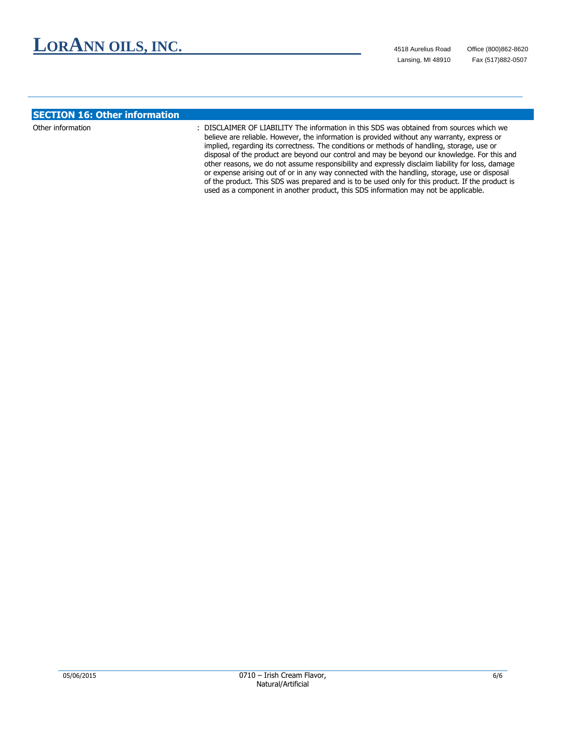## SECTION 16: Other information

Other information : DISCLAIMER OF LIABILITY The information in this SDS was obtained from sources which we believe are reliable. However, the information is provided without any warranty, express or implied, regarding its correctness. The conditions or methods of handling, storage, use or disposal of the product are beyond our control and may be beyond our knowledge. For this and other reasons, we do not assume responsibility and expressly disclaim liability for loss, damage or expense arising out of or in any way connected with the handling, storage, use or disposal of the product. This SDS was prepared and is to be used only for this product. If the product is used as a component in another product, this SDS information may not be applicable.